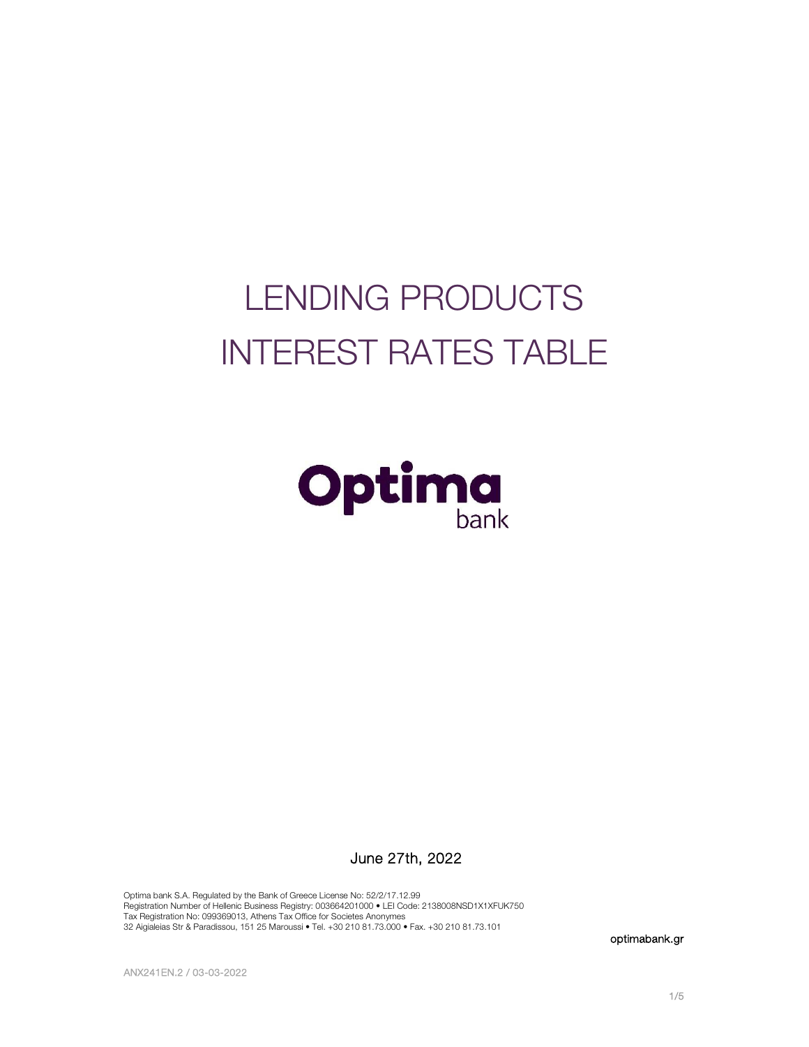# LENDING PRODUCTS INTEREST RATES TABLE

Optima bank

June 27th, 2022

Optima bank S.A. Regulated by the Bank of Greece License No: 52/2/17.12.99
Registration Number of Hellenic Business Registry: 003664201000 • LEI Code: 2138008NSD1X1XFUK750
Tax Registration No: 099369013, Athens Tax Office for Societes Anonymes
32 Aigialeias Str & Paradissou, 151 25 Maroussi • Tel. +30 210 81.73.000 • Fax. +30 210 81.73.101

optimabank.gr

ANX241EN.2 / 03-03-2022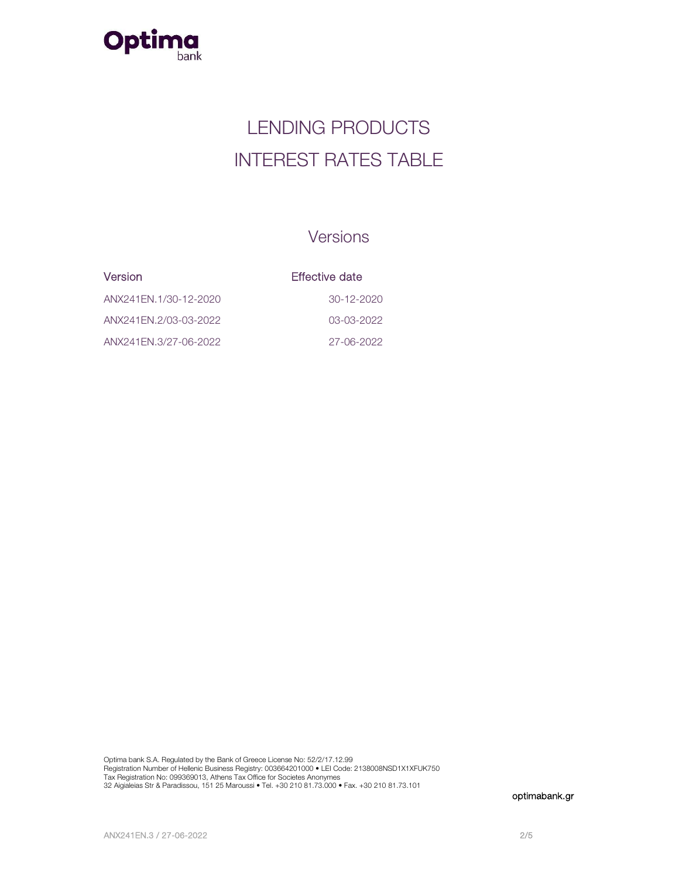# LENDING PRODUCTS
# INTEREST RATES TABLE

## Versions

| Version | Effective date |
| --- | --- |
| ANX241EN.1/30-12-2020 | 30-12-2020 |
| ANX241EN.2/03-03-2022 | 03-03-2022 |
| ANX241EN.3/27-06-2022 | 27-06-2022 |

Optima bank S.A. Regulated by the Bank of Greece License No: 52/2/17.12.99
Registration Number of Hellenic Business Registry: 003664201000 • LEI Code: 2138008NSD1X1XFUK750
Tax Registration No: 099369013, Athens Tax Office for Societes Anonymes
32 Aigialeias Str & Paradissou, 151 25 Maroussi • Tel. +30 210 81.73.000 • Fax. +30 210 81.73.101

optimabank.gr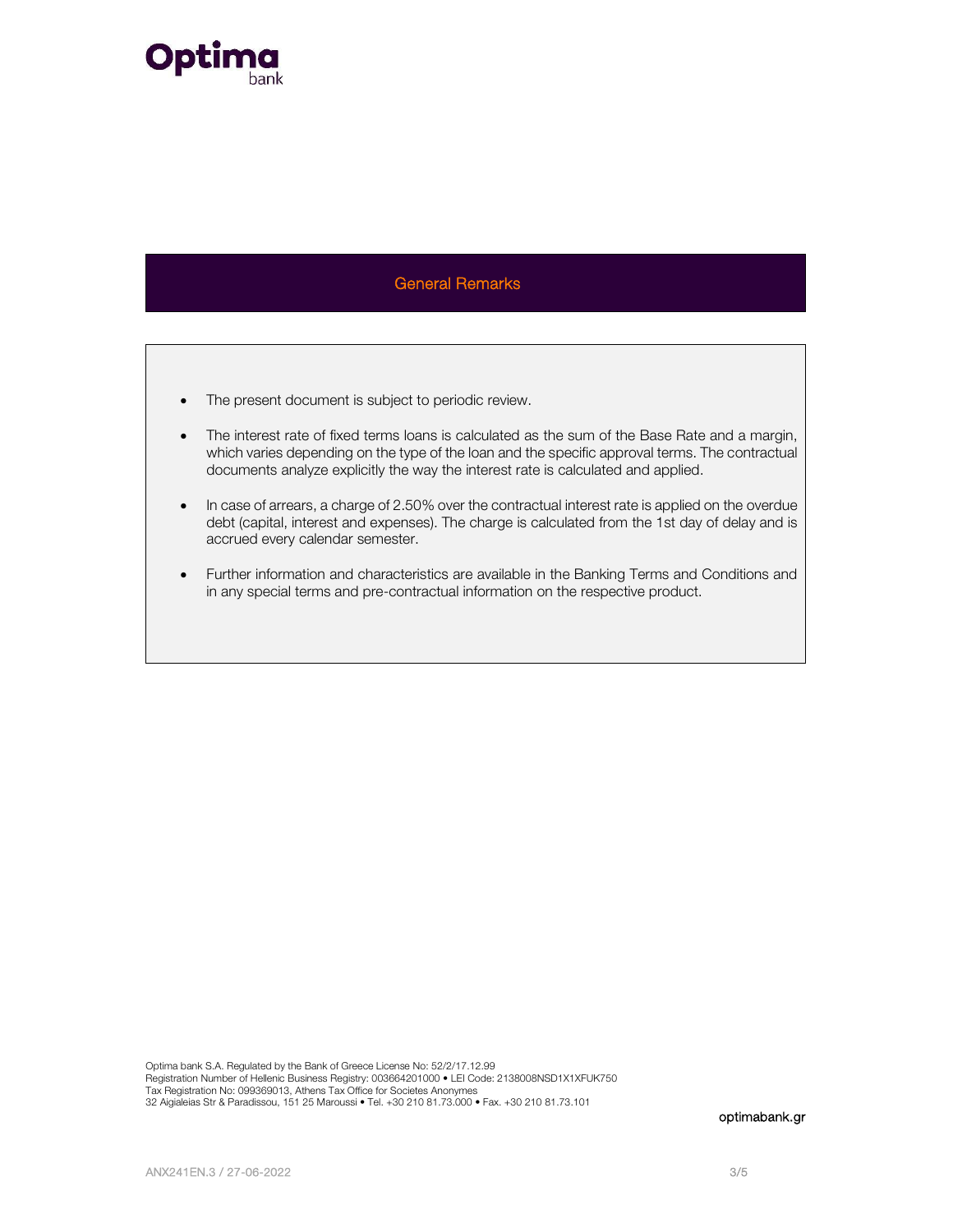## General Remarks

- The present document is subject to periodic review.
- The interest rate of fixed terms loans is calculated as the sum of the Base Rate and a margin, which varies depending on the type of the loan and the specific approval terms. The contractual documents analyze explicitly the way the interest rate is calculated and applied.
- In case of arrears, a charge of 2.50% over the contractual interest rate is applied on the overdue debt (capital, interest and expenses). The charge is calculated from the 1st day of delay and is accrued every calendar semester.
- Further information and characteristics are available in the Banking Terms and Conditions and in any special terms and pre-contractual information on the respective product.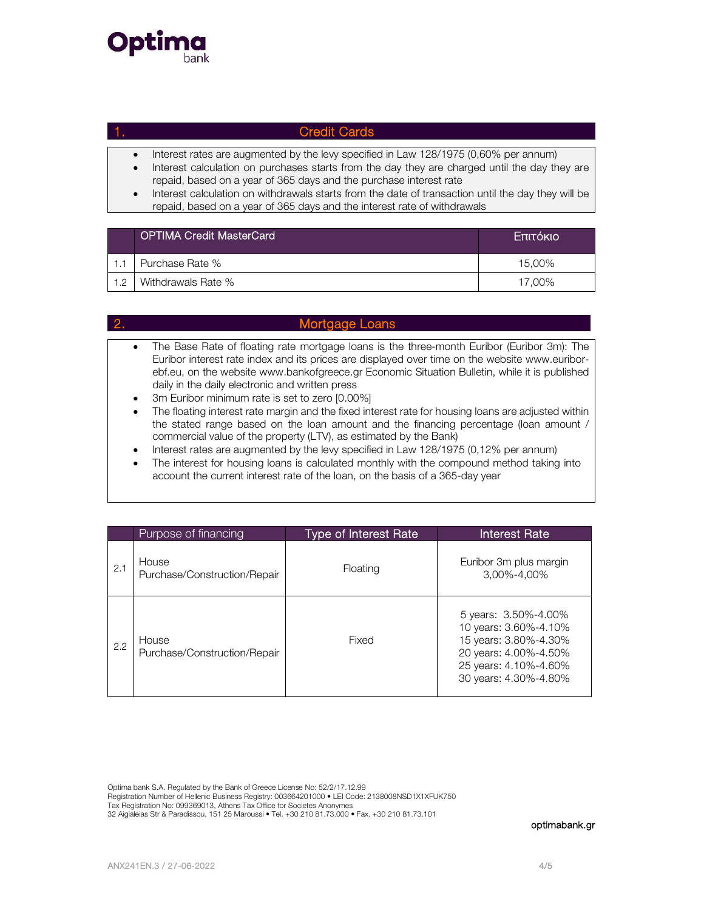## 1. Credit Cards

- Interest rates are augmented by the levy specified in Law 128/1975 (0,60% per annum)
- Interest calculation on purchases starts from the day they are charged until the day they are repaid, based on a year of 365 days and the purchase interest rate
- Interest calculation on withdrawals starts from the date of transaction until the day they will be repaid, based on a year of 365 days and the interest rate of withdrawals

| | OPTIMA Credit MasterCard | Επιτόκιο |
|---|---|---|
| 1.1 | Purchase Rate % | 15,00% |
| 1.2 | Withdrawals Rate % | 17,00% |

## 2. Mortgage Loans

- The Base Rate of floating rate mortgage loans is the three-month Euribor (Euribor 3m): The Euribor interest rate index and its prices are displayed over time on the website www.euribor-ebf.eu, on the website www.bankofgreece.gr Economic Situation Bulletin, while it is published daily in the daily electronic and written press
- 3m Euribor minimum rate is set to zero [0.00%]
- The floating interest rate margin and the fixed interest rate for housing loans are adjusted within the stated range based on the loan amount and the financing percentage (loan amount / commercial value of the property (LTV), as estimated by the Bank)
- Interest rates are augmented by the levy specified in Law 128/1975 (0,12% per annum)
- The interest for housing loans is calculated monthly with the compound method taking into account the current interest rate of the loan, on the basis of a 365-day year

| | Purpose of financing | Type of Interest Rate | Interest Rate |
|---|---|---|---|
| 2.1 | House Purchase/Construction/Repair | Floating | Euribor 3m plus margin 3,00%-4,00% |
| 2.2 | House Purchase/Construction/Repair | Fixed | 5 years: 3.50%-4.00%<br>10 years: 3.60%-4.10%<br>15 years: 3.80%-4.30%<br>20 years: 4.00%-4.50%<br>25 years: 4.10%-4.60%<br>30 years: 4.30%-4.80% |

Optima bank S.A. Regulated by the Bank of Greece License No: 52/2/17.12.99
Registration Number of Hellenic Business Registry: 003664201000 • LEI Code: 2138008NSD1X1XFUK750
Tax Registration No: 099369013, Athens Tax Office for Societes Anonymes
32 Aigialeias Str & Paradissou, 151 25 Maroussi • Tel. +30 210 81.73.000 • Fax. +30 210 81.73.101

optimabank.gr

ANX241EN.3 / 27-06-2022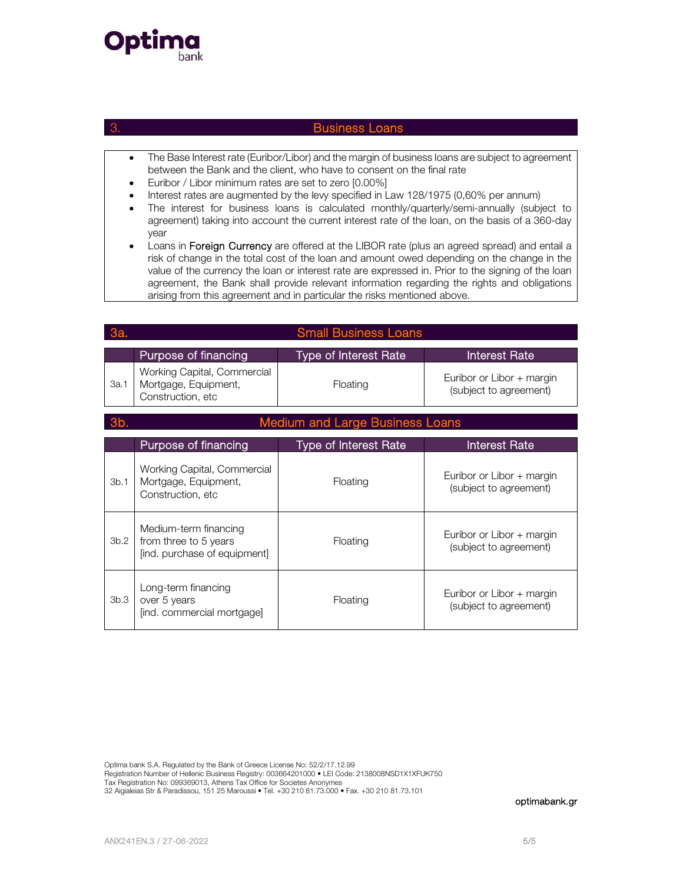## 3. Business Loans

- The Base Interest rate (Euribor/Libor) and the margin of business loans are subject to agreement between the Bank and the client, who have to consent on the final rate
- Euribor / Libor minimum rates are set to zero [0.00%]
- Interest rates are augmented by the levy specified in Law 128/1975 (0,60% per annum)
- The interest for business loans is calculated monthly/quarterly/semi-annually (subject to agreement) taking into account the current interest rate of the loan, on the basis of a 360-day year
- Loans in **Foreign Currency** are offered at the LIBOR rate (plus an agreed spread) and entail a risk of change in the total cost of the loan and amount owed depending on the change in the value of the currency the loan or interest rate are expressed in. Prior to the signing of the loan agreement, the Bank shall provide relevant information regarding the rights and obligations arising from this agreement and in particular the risks mentioned above.

### 3a. Small Business Loans

| | Purpose of financing | Type of Interest Rate | Interest Rate |
|---|---|---|---|
| 3a.1 | Working Capital, Commercial Mortgage, Equipment, Construction, etc | Floating | Euribor or Libor + margin (subject to agreement) |

### 3b. Medium and Large Business Loans

| | Purpose of financing | Type of Interest Rate | Interest Rate |
|---|---|---|---|
| 3b.1 | Working Capital, Commercial Mortgage, Equipment, Construction, etc | Floating | Euribor or Libor + margin (subject to agreement) |
| 3b.2 | Medium-term financing from three to 5 years [ind. purchase of equipment] | Floating | Euribor or Libor + margin (subject to agreement) |
| 3b.3 | Long-term financing over 5 years [ind. commercial mortgage] | Floating | Euribor or Libor + margin (subject to agreement) |

Optima bank S.A. Regulated by the Bank of Greece License No: 52/2/17.12.99
Registration Number of Hellenic Business Registry: 003664201000 • LEI Code: 2138008NSD1X1XFUK750
Tax Registration No: 099369013, Athens Tax Office for Societes Anonymes
32 Aigialeias Str & Paradissou, 151 25 Maroussi • Tel. +30 210 81.73.000 • Fax. +30 210 81.73.101

optimabank.gr

ANX241EN.3 / 27-06-2022